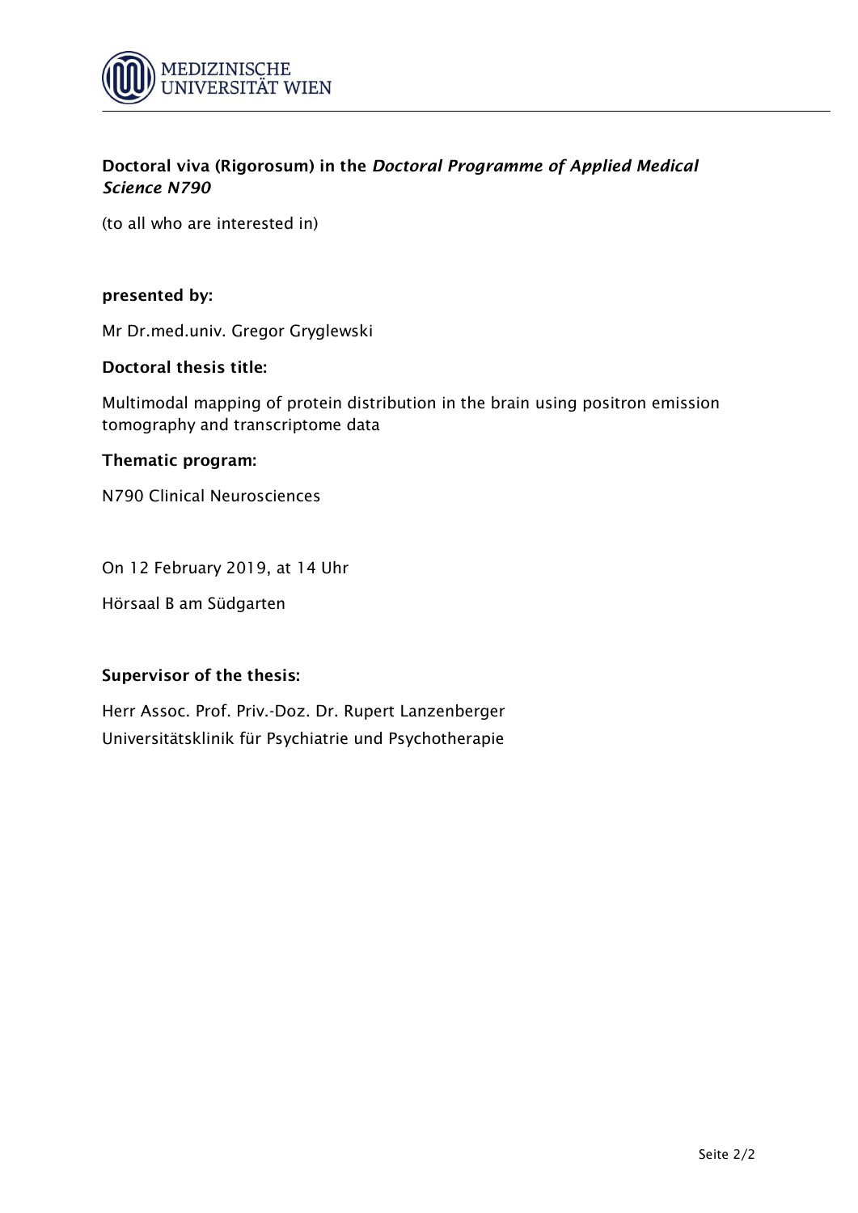**Doctoral viva (Rigorosum) in the *Doctoral Programme of Applied Medical Science N790***

(to all who are interested in)

**presented by:**

Mr Dr.med.univ. Gregor Gryglewski

**Doctoral thesis title:**

Multimodal mapping of protein distribution in the brain using positron emission tomography and transcriptome data

**Thematic program:**

N790 Clinical Neurosciences

On 12 February 2019, at 14 Uhr

Hörsaal B am Südgarten

**Supervisor of the thesis:**

Herr Assoc. Prof. Priv.-Doz. Dr. Rupert Lanzenberger
Universitätsklinik für Psychiatrie und Psychotherapie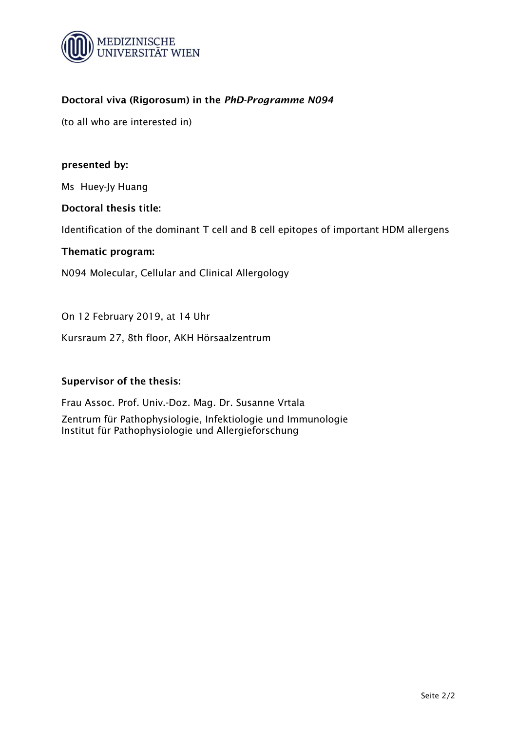**Doctoral viva (Rigorosum) in the *PhD-Programme N094***

(to all who are interested in)

**presented by:**

Ms Huey-Jy Huang

**Doctoral thesis title:**

Identification of the dominant T cell and B cell epitopes of important HDM allergens

**Thematic program:**

N094 Molecular, Cellular and Clinical Allergology

On 12 February 2019, at 14 Uhr

Kursraum 27, 8th floor, AKH Hörsaalzentrum

**Supervisor of the thesis:**

Frau Assoc. Prof. Univ.-Doz. Mag. Dr. Susanne Vrtala

Zentrum für Pathophysiologie, Infektiologie und Immunologie
Institut für Pathophysiologie und Allergieforschung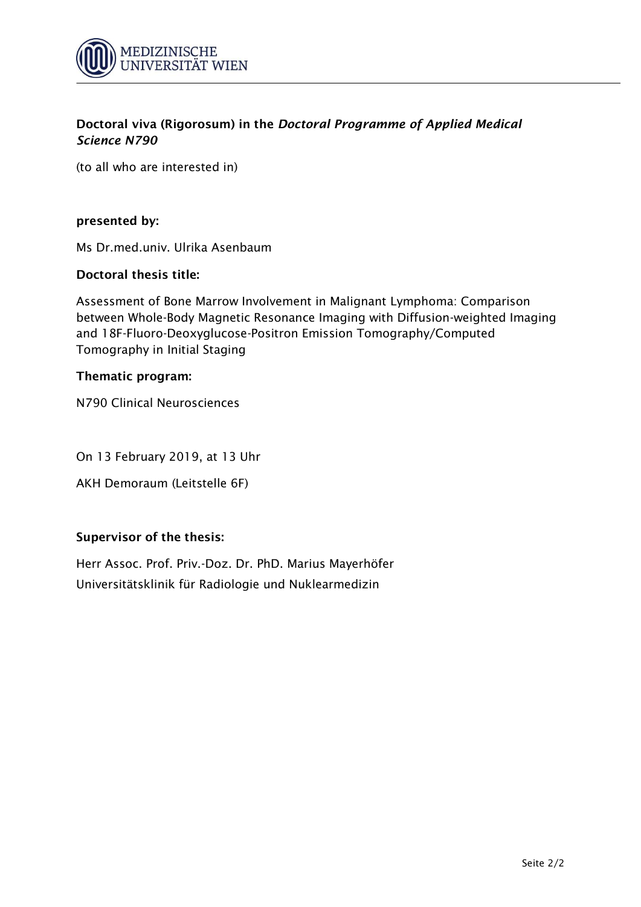**Doctoral viva (Rigorosum) in the *Doctoral Programme of Applied Medical Science N790***

(to all who are interested in)

**presented by:**

Ms Dr.med.univ. Ulrika Asenbaum

**Doctoral thesis title:**

Assessment of Bone Marrow Involvement in Malignant Lymphoma: Comparison between Whole-Body Magnetic Resonance Imaging with Diffusion-weighted Imaging and 18F-Fluoro-Deoxyglucose-Positron Emission Tomography/Computed Tomography in Initial Staging

**Thematic program:**

N790 Clinical Neurosciences

On 13 February 2019, at 13 Uhr

AKH Demoraum (Leitstelle 6F)

**Supervisor of the thesis:**

Herr Assoc. Prof. Priv.-Doz. Dr. PhD. Marius Mayerhöfer
Universitätsklinik für Radiologie und Nuklearmedizin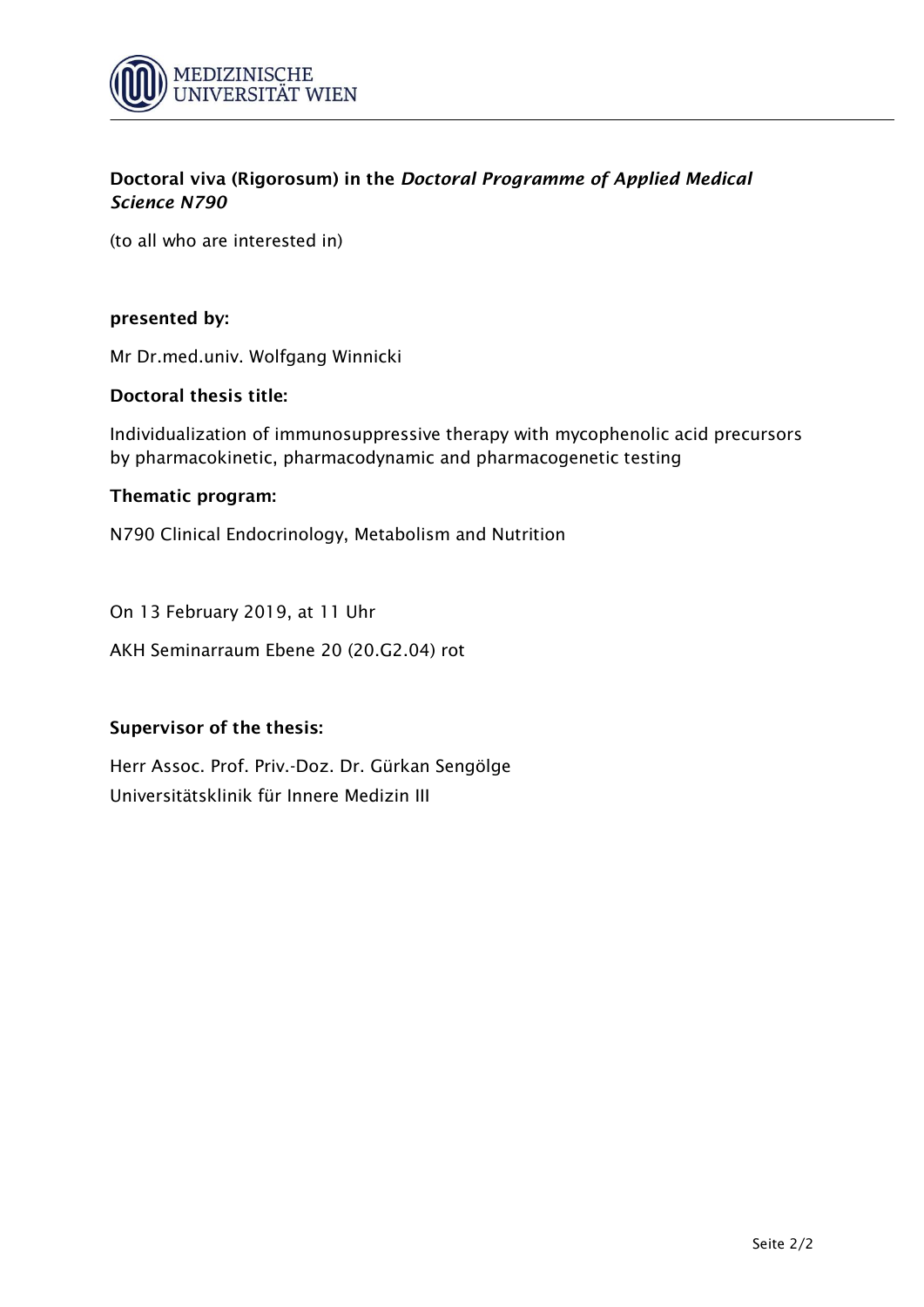MEDIZINISCHE UNIVERSITÄT WIEN

**Doctoral viva (Rigorosum) in the *Doctoral Programme of Applied Medical Science N790***

(to all who are interested in)

**presented by:**

Mr Dr.med.univ. Wolfgang Winnicki

**Doctoral thesis title:**

Individualization of immunosuppressive therapy with mycophenolic acid precursors by pharmacokinetic, pharmacodynamic and pharmacogenetic testing

**Thematic program:**

N790 Clinical Endocrinology, Metabolism and Nutrition

On 13 February 2019, at 11 Uhr

AKH Seminarraum Ebene 20 (20.G2.04) rot

**Supervisor of the thesis:**

Herr Assoc. Prof. Priv.-Doz. Dr. Gürkan Sengölge
Universitätsklinik für Innere Medizin III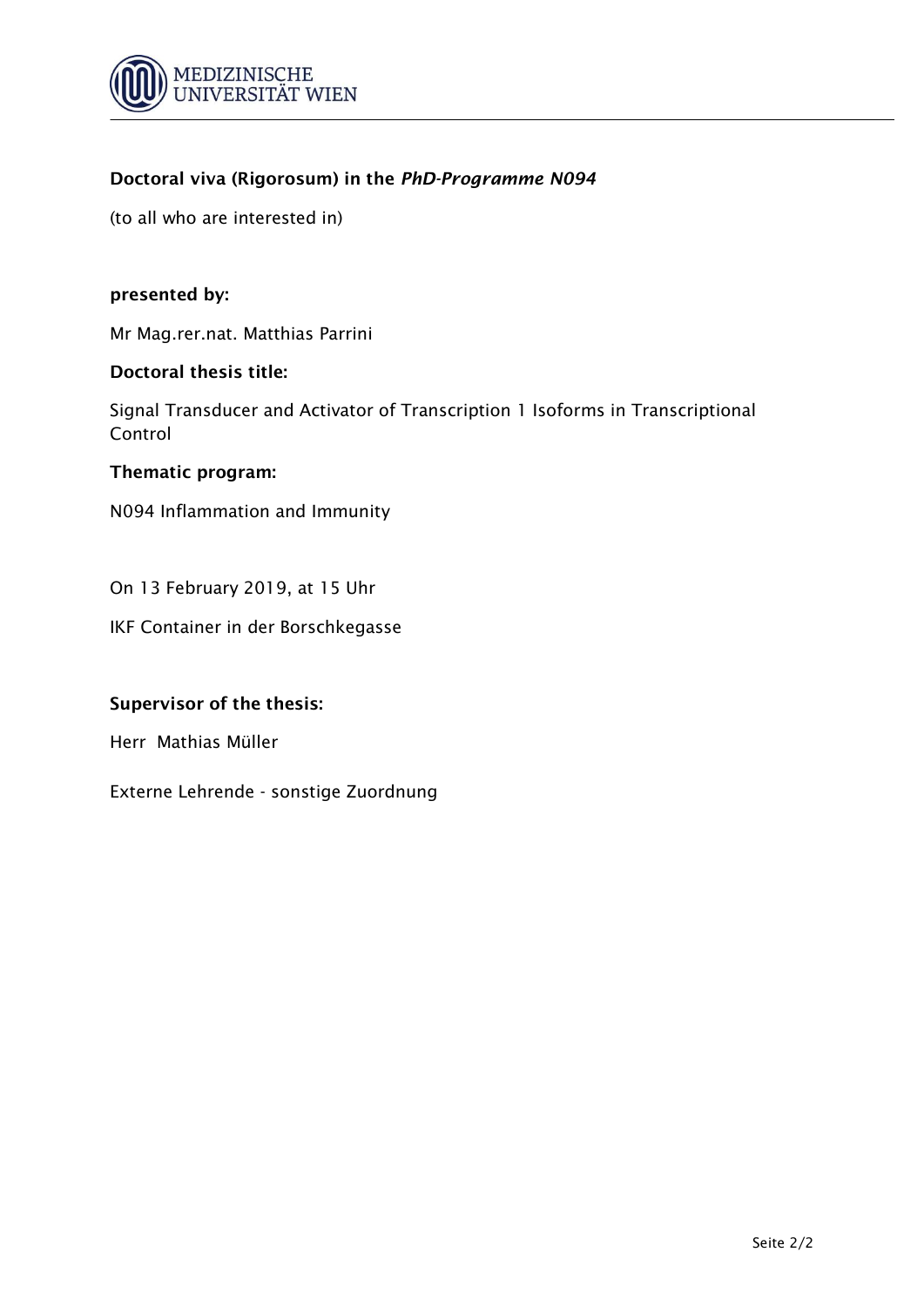**Doctoral viva (Rigorosum) in the *PhD-Programme N094***

(to all who are interested in)

**presented by:**

Mr Mag.rer.nat. Matthias Parrini

**Doctoral thesis title:**

Signal Transducer and Activator of Transcription 1 Isoforms in Transcriptional Control

**Thematic program:**

N094 Inflammation and Immunity

On 13 February 2019, at 15 Uhr

IKF Container in der Borschkegasse

**Supervisor of the thesis:**

Herr Mathias Müller

Externe Lehrende - sonstige Zuordnung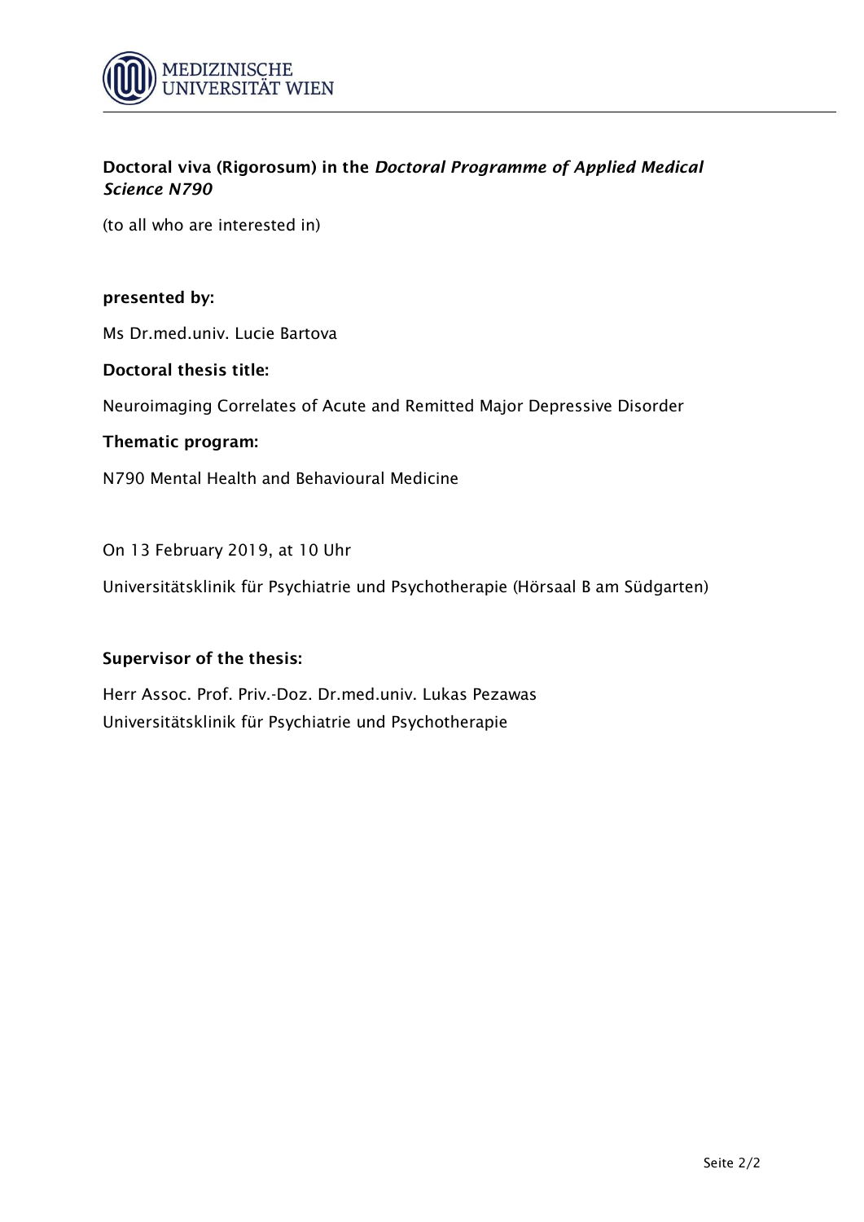**Doctoral viva (Rigorosum) in the *Doctoral Programme of Applied Medical Science N790***

(to all who are interested in)

**presented by:**

Ms Dr.med.univ. Lucie Bartova

**Doctoral thesis title:**

Neuroimaging Correlates of Acute and Remitted Major Depressive Disorder

**Thematic program:**

N790 Mental Health and Behavioural Medicine

On 13 February 2019, at 10 Uhr

Universitätsklinik für Psychiatrie und Psychotherapie (Hörsaal B am Südgarten)

**Supervisor of the thesis:**

Herr Assoc. Prof. Priv.-Doz. Dr.med.univ. Lukas Pezawas
Universitätsklinik für Psychiatrie und Psychotherapie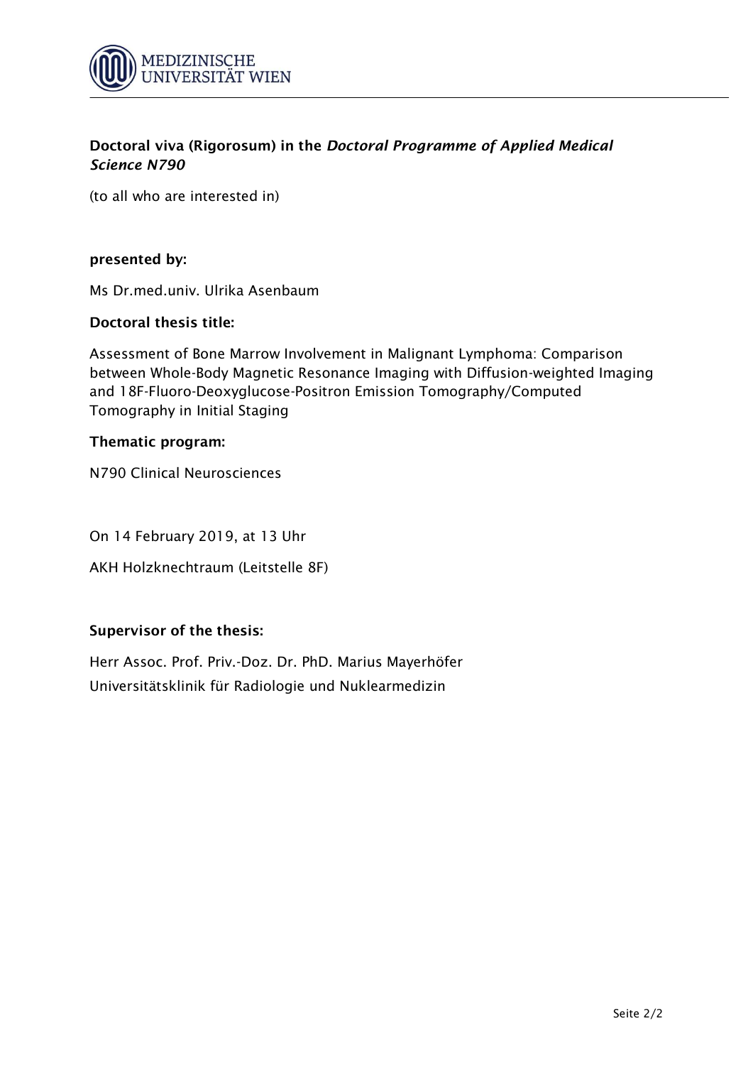**Doctoral viva (Rigorosum) in the *Doctoral Programme of Applied Medical Science N790***

(to all who are interested in)

**presented by:**

Ms Dr.med.univ. Ulrika Asenbaum

**Doctoral thesis title:**

Assessment of Bone Marrow Involvement in Malignant Lymphoma: Comparison between Whole-Body Magnetic Resonance Imaging with Diffusion-weighted Imaging and 18F-Fluoro-Deoxyglucose-Positron Emission Tomography/Computed Tomography in Initial Staging

**Thematic program:**

N790 Clinical Neurosciences

On 14 February 2019, at 13 Uhr

AKH Holzknechtraum (Leitstelle 8F)

**Supervisor of the thesis:**

Herr Assoc. Prof. Priv.-Doz. Dr. PhD. Marius Mayerhöfer
Universitätsklinik für Radiologie und Nuklearmedizin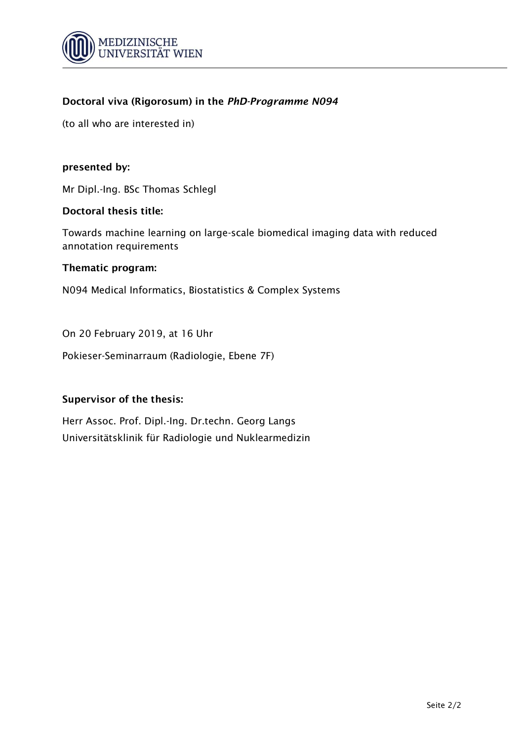**Doctoral viva (Rigorosum) in the *PhD-Programme N094***

(to all who are interested in)

**presented by:**

Mr Dipl.-Ing. BSc Thomas Schlegl

**Doctoral thesis title:**

Towards machine learning on large-scale biomedical imaging data with reduced annotation requirements

**Thematic program:**

N094 Medical Informatics, Biostatistics & Complex Systems

On 20 February 2019, at 16 Uhr

Pokieser-Seminarraum (Radiologie, Ebene 7F)

**Supervisor of the thesis:**

Herr Assoc. Prof. Dipl.-Ing. Dr.techn. Georg Langs
Universitätsklinik für Radiologie und Nuklearmedizin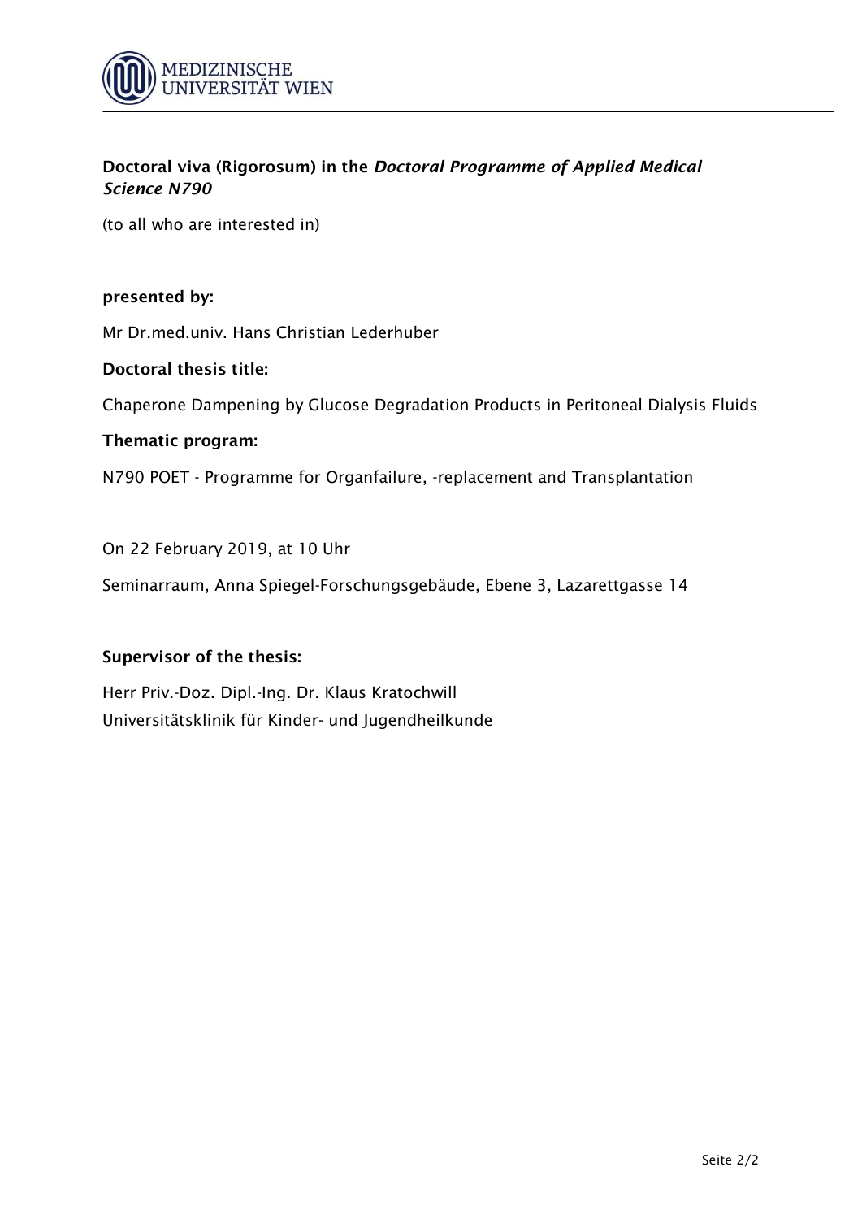**Doctoral viva (Rigorosum) in the *Doctoral Programme of Applied Medical Science N790***

(to all who are interested in)

**presented by:**

Mr Dr.med.univ. Hans Christian Lederhuber

**Doctoral thesis title:**

Chaperone Dampening by Glucose Degradation Products in Peritoneal Dialysis Fluids

**Thematic program:**

N790 POET - Programme for Organfailure, -replacement and Transplantation

On 22 February 2019, at 10 Uhr

Seminarraum, Anna Spiegel-Forschungsgebäude, Ebene 3, Lazarettgasse 14

**Supervisor of the thesis:**

Herr Priv.-Doz. Dipl.-Ing. Dr. Klaus Kratochwill
Universitätsklinik für Kinder- und Jugendheilkunde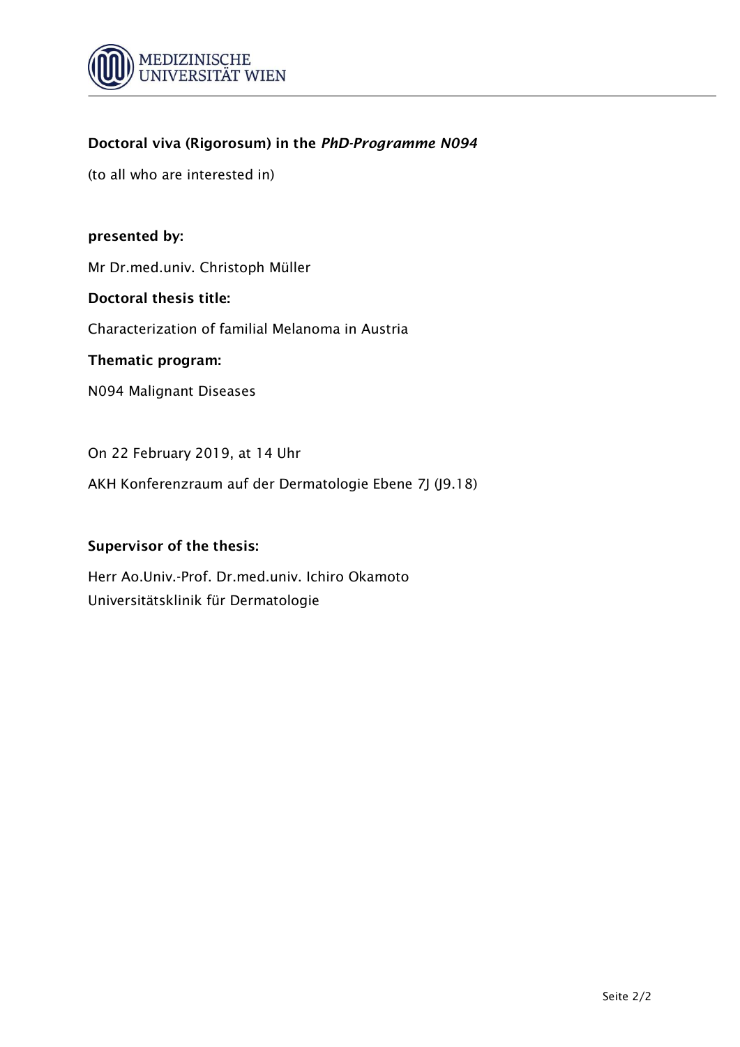**Doctoral viva (Rigorosum) in the *PhD-Programme N094***

(to all who are interested in)

**presented by:**

Mr Dr.med.univ. Christoph Müller

**Doctoral thesis title:**

Characterization of familial Melanoma in Austria

**Thematic program:**

N094 Malignant Diseases

On 22 February 2019, at 14 Uhr

AKH Konferenzraum auf der Dermatologie Ebene 7J (J9.18)

**Supervisor of the thesis:**

Herr Ao.Univ.-Prof. Dr.med.univ. Ichiro Okamoto
Universitätsklinik für Dermatologie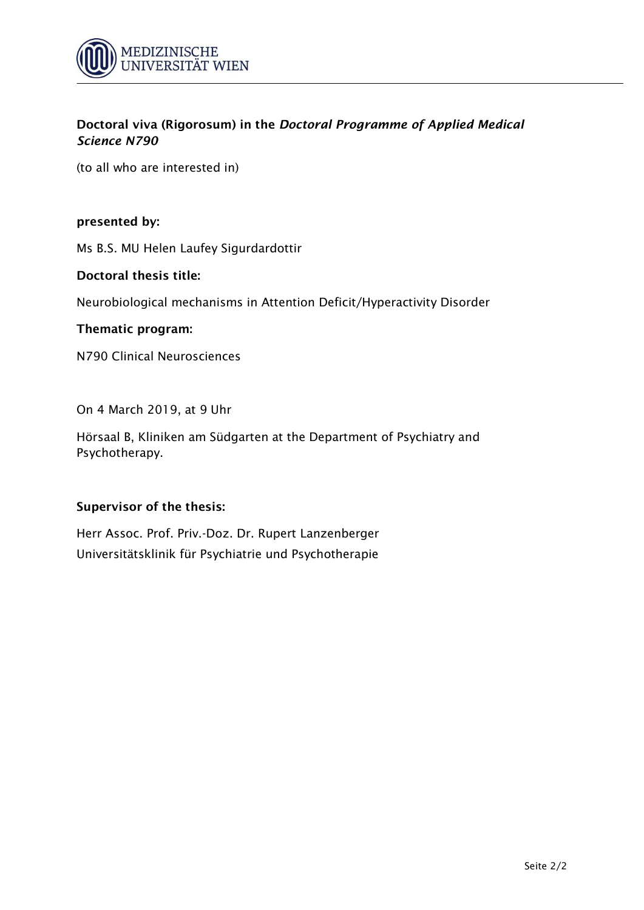**Doctoral viva (Rigorosum) in the *Doctoral Programme of Applied Medical Science N790***

(to all who are interested in)

**presented by:**

Ms B.S. MU Helen Laufey Sigurdardottir

**Doctoral thesis title:**

Neurobiological mechanisms in Attention Deficit/Hyperactivity Disorder

**Thematic program:**

N790 Clinical Neurosciences

On 4 March 2019, at 9 Uhr

Hörsaal B, Kliniken am Südgarten at the Department of Psychiatry and Psychotherapy.

**Supervisor of the thesis:**

Herr Assoc. Prof. Priv.-Doz. Dr. Rupert Lanzenberger
Universitätsklinik für Psychiatrie und Psychotherapie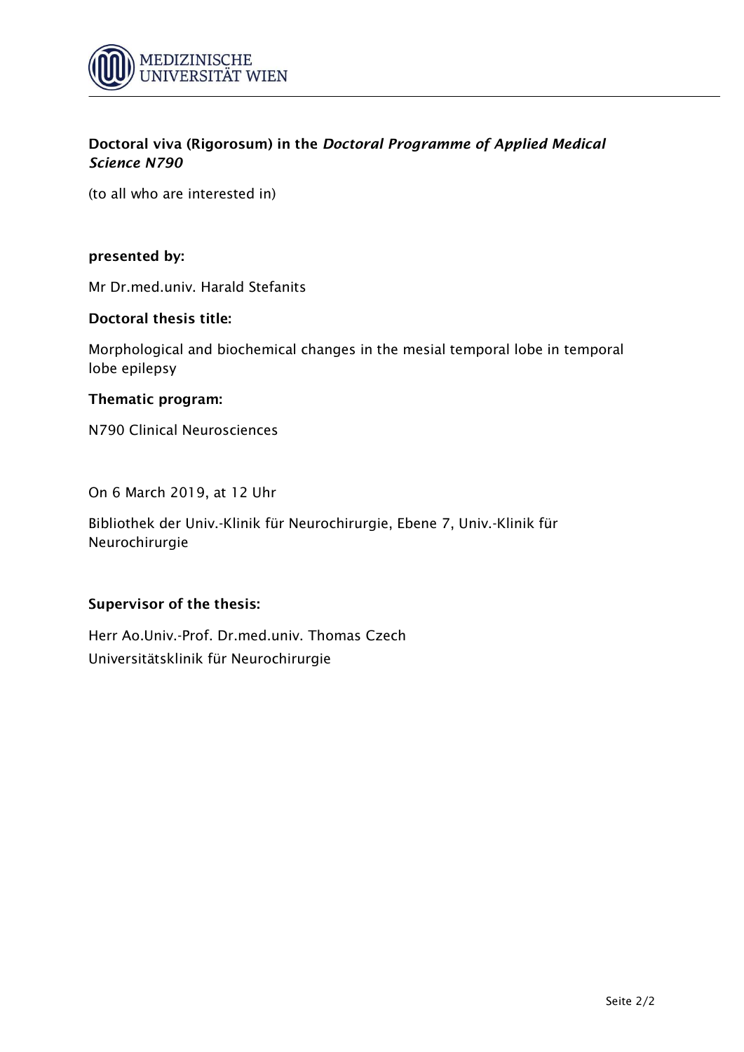**Doctoral viva (Rigorosum) in the *Doctoral Programme of Applied Medical Science N790***

(to all who are interested in)

**presented by:**

Mr Dr.med.univ. Harald Stefanits

**Doctoral thesis title:**

Morphological and biochemical changes in the mesial temporal lobe in temporal lobe epilepsy

**Thematic program:**

N790 Clinical Neurosciences

On 6 March 2019, at 12 Uhr

Bibliothek der Univ.-Klinik für Neurochirurgie, Ebene 7, Univ.-Klinik für Neurochirurgie

**Supervisor of the thesis:**

Herr Ao.Univ.-Prof. Dr.med.univ. Thomas Czech
Universitätsklinik für Neurochirurgie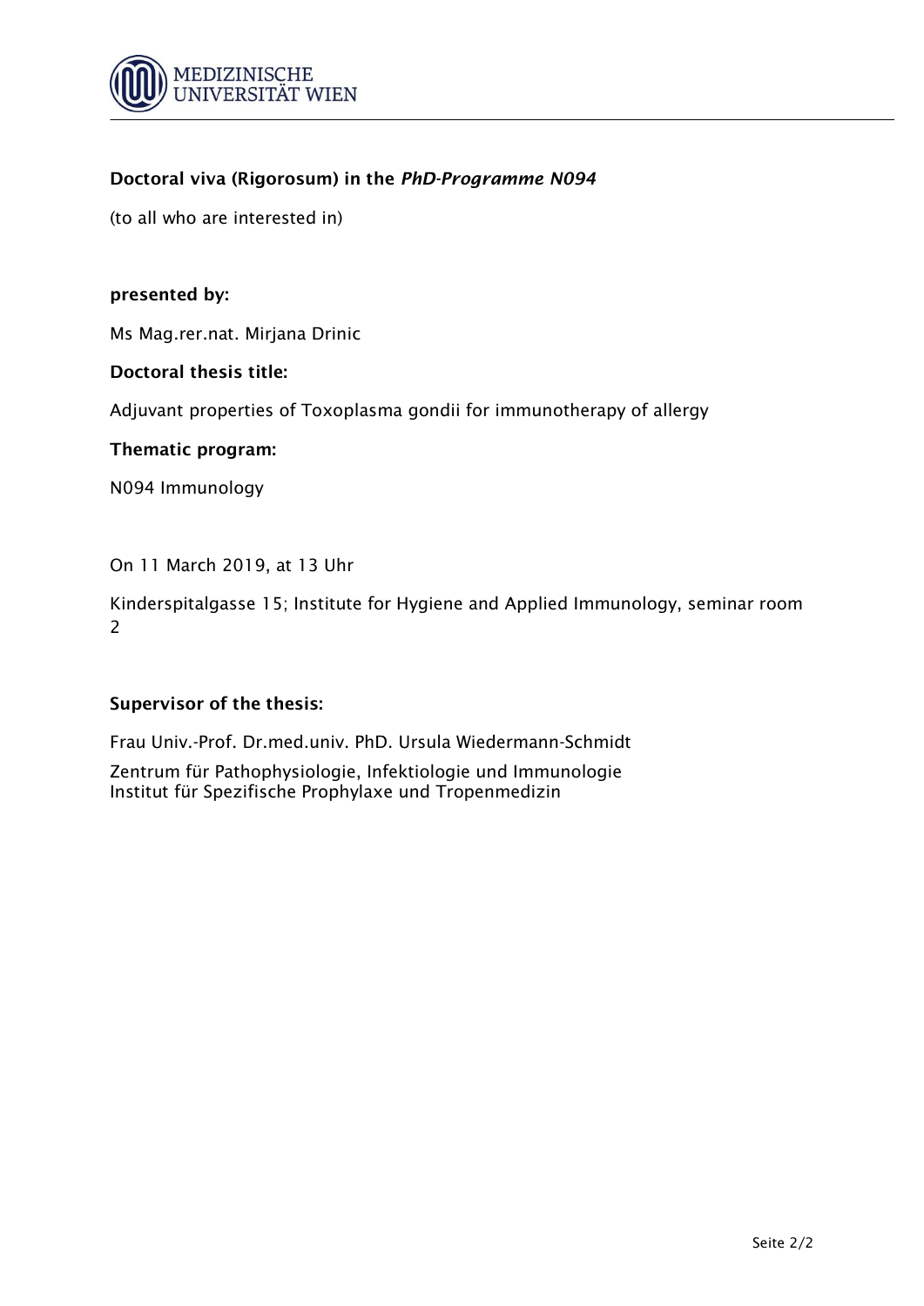**Doctoral viva (Rigorosum) in the *PhD-Programme N094***

(to all who are interested in)

**presented by:**

Ms Mag.rer.nat. Mirjana Drinic

**Doctoral thesis title:**

Adjuvant properties of Toxoplasma gondii for immunotherapy of allergy

**Thematic program:**

N094 Immunology

On 11 March 2019, at 13 Uhr

Kinderspitalgasse 15; Institute for Hygiene and Applied Immunology, seminar room 2

**Supervisor of the thesis:**

Frau Univ.-Prof. Dr.med.univ. PhD. Ursula Wiedermann-Schmidt

Zentrum für Pathophysiologie, Infektiologie und Immunologie
Institut für Spezifische Prophylaxe und Tropenmedizin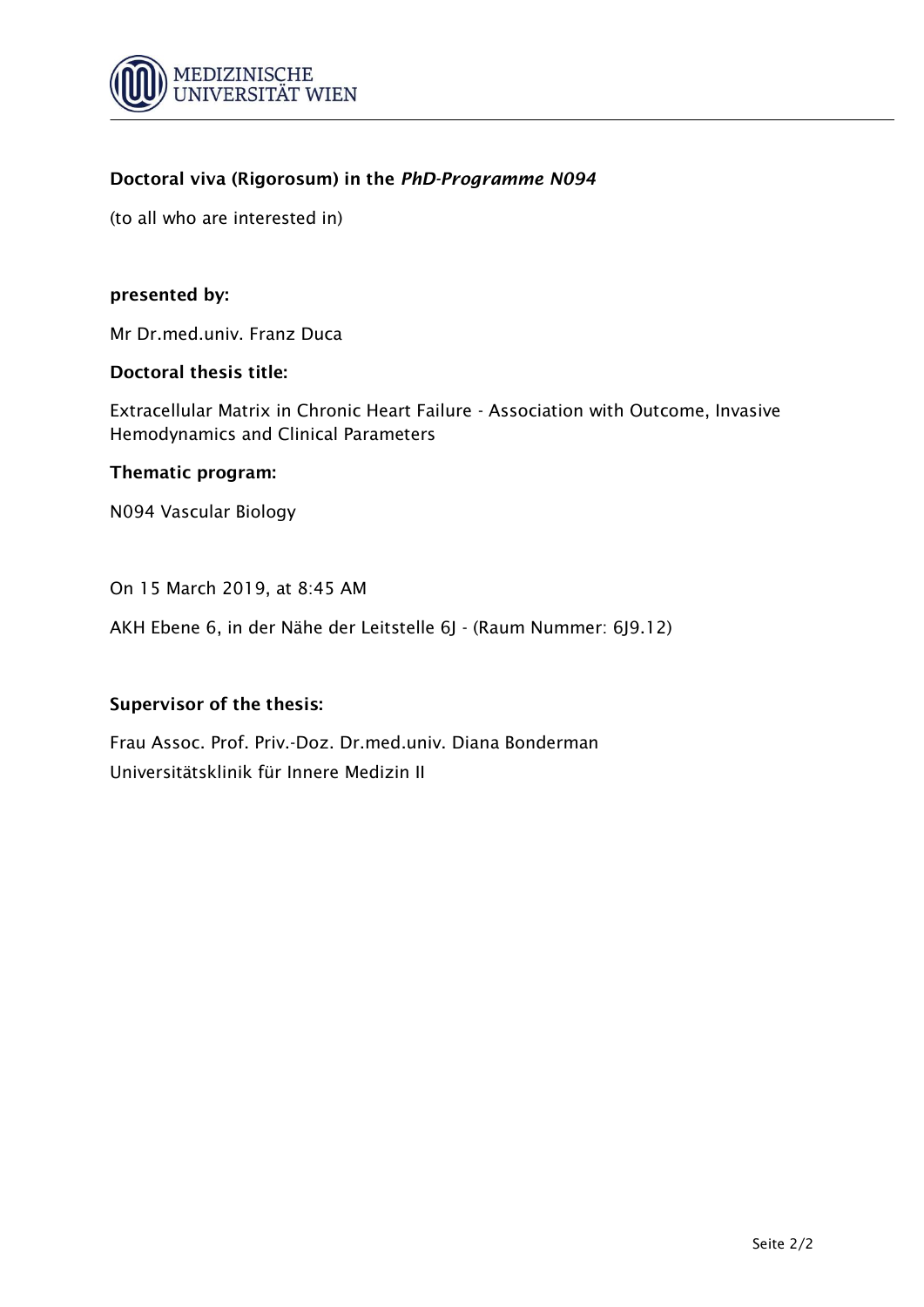**Doctoral viva (Rigorosum) in the *PhD-Programme N094***

(to all who are interested in)

**presented by:**

Mr Dr.med.univ. Franz Duca

**Doctoral thesis title:**

Extracellular Matrix in Chronic Heart Failure - Association with Outcome, Invasive Hemodynamics and Clinical Parameters

**Thematic program:**

N094 Vascular Biology

On 15 March 2019, at 8:45 AM

AKH Ebene 6, in der Nähe der Leitstelle 6J - (Raum Nummer: 6J9.12)

**Supervisor of the thesis:**

Frau Assoc. Prof. Priv.-Doz. Dr.med.univ. Diana Bonderman
Universitätsklinik für Innere Medizin II